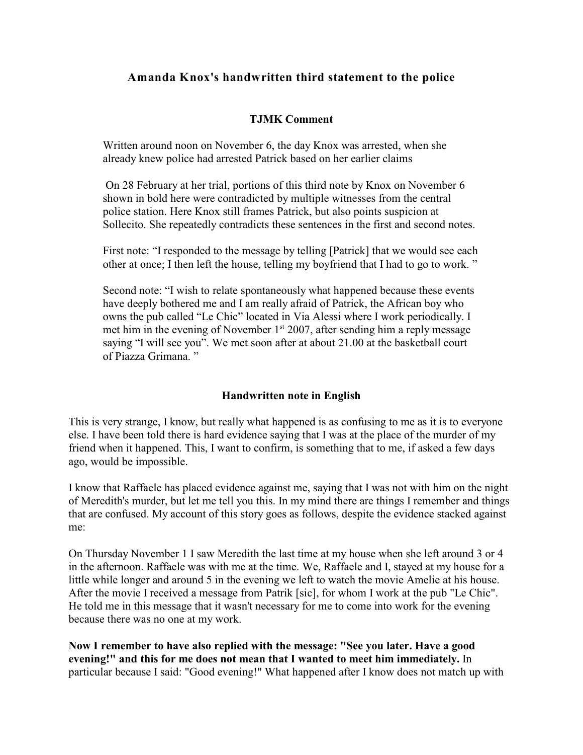## Amanda Knox's handwritten third statement to the police

### TJMK Comment

> Written around noon on November 6, the day Knox was arrested, when she already knew police had arrested Patrick based on her earlier claims
>
> On 28 February at her trial, portions of this third note by Knox on November 6 shown in bold here were contradicted by multiple witnesses from the central police station. Here Knox still frames Patrick, but also points suspicion at Sollecito. She repeatedly contradicts these sentences in the first and second notes.
>
> First note: "I responded to the message by telling [Patrick] that we would see each other at once; I then left the house, telling my boyfriend that I had to go to work. "
>
> Second note: "I wish to relate spontaneously what happened because these events have deeply bothered me and I am really afraid of Patrick, the African boy who owns the pub called "Le Chic" located in Via Alessi where I work periodically. I met him in the evening of November 1st 2007, after sending him a reply message saying "I will see you". We met soon after at about 21.00 at the basketball court of Piazza Grimana. "

### Handwritten note in English

This is very strange, I know, but really what happened is as confusing to me as it is to everyone else. I have been told there is hard evidence saying that I was at the place of the murder of my friend when it happened. This, I want to confirm, is something that to me, if asked a few days ago, would be impossible.

I know that Raffaele has placed evidence against me, saying that I was not with him on the night of Meredith's murder, but let me tell you this. In my mind there are things I remember and things that are confused. My account of this story goes as follows, despite the evidence stacked against me:

On Thursday November 1 I saw Meredith the last time at my house when she left around 3 or 4 in the afternoon. Raffaele was with me at the time. We, Raffaele and I, stayed at my house for a little while longer and around 5 in the evening we left to watch the movie Amelie at his house. After the movie I received a message from Patrik [sic], for whom I work at the pub "Le Chic". He told me in this message that it wasn't necessary for me to come into work for the evening because there was no one at my work.

**Now I remember to have also replied with the message: "See you later. Have a good evening!" and this for me does not mean that I wanted to meet him immediately.** In particular because I said: "Good evening!" What happened after I know does not match up with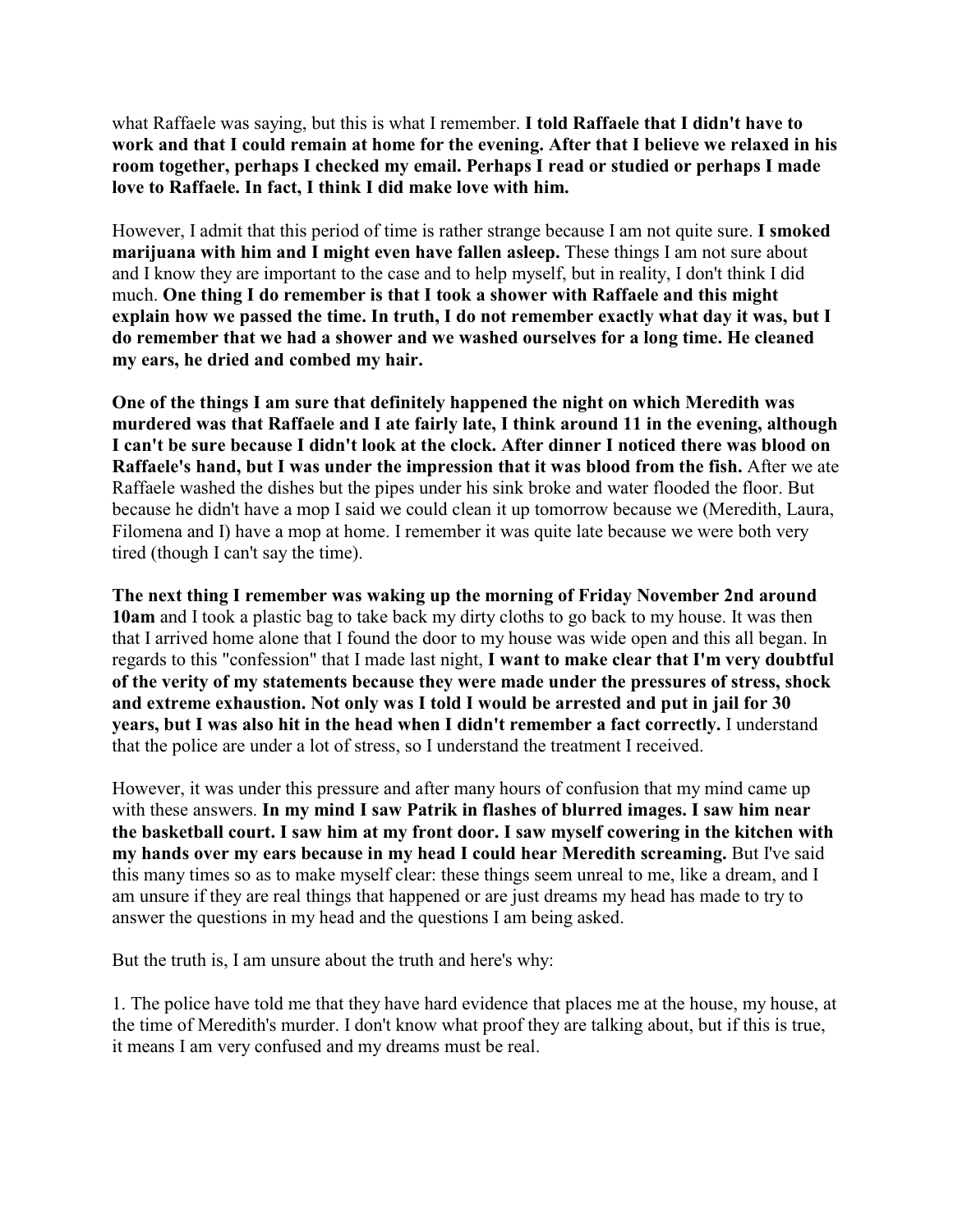what Raffaele was saying, but this is what I remember. **I told Raffaele that I didn't have to work and that I could remain at home for the evening. After that I believe we relaxed in his room together, perhaps I checked my email. Perhaps I read or studied or perhaps I made love to Raffaele. In fact, I think I did make love with him.**

However, I admit that this period of time is rather strange because I am not quite sure. **I smoked marijuana with him and I might even have fallen asleep.** These things I am not sure about and I know they are important to the case and to help myself, but in reality, I don't think I did much. **One thing I do remember is that I took a shower with Raffaele and this might explain how we passed the time. In truth, I do not remember exactly what day it was, but I do remember that we had a shower and we washed ourselves for a long time. He cleaned my ears, he dried and combed my hair.**

**One of the things I am sure that definitely happened the night on which Meredith was murdered was that Raffaele and I ate fairly late, I think around 11 in the evening, although I can't be sure because I didn't look at the clock. After dinner I noticed there was blood on Raffaele's hand, but I was under the impression that it was blood from the fish.** After we ate Raffaele washed the dishes but the pipes under his sink broke and water flooded the floor. But because he didn't have a mop I said we could clean it up tomorrow because we (Meredith, Laura, Filomena and I) have a mop at home. I remember it was quite late because we were both very tired (though I can't say the time).

**The next thing I remember was waking up the morning of Friday November 2nd around 10am** and I took a plastic bag to take back my dirty cloths to go back to my house. It was then that I arrived home alone that I found the door to my house was wide open and this all began. In regards to this "confession" that I made last night, **I want to make clear that I'm very doubtful of the verity of my statements because they were made under the pressures of stress, shock and extreme exhaustion. Not only was I told I would be arrested and put in jail for 30 years, but I was also hit in the head when I didn't remember a fact correctly.** I understand that the police are under a lot of stress, so I understand the treatment I received.

However, it was under this pressure and after many hours of confusion that my mind came up with these answers. **In my mind I saw Patrik in flashes of blurred images. I saw him near the basketball court. I saw him at my front door. I saw myself cowering in the kitchen with my hands over my ears because in my head I could hear Meredith screaming.** But I've said this many times so as to make myself clear: these things seem unreal to me, like a dream, and I am unsure if they are real things that happened or are just dreams my head has made to try to answer the questions in my head and the questions I am being asked.

But the truth is, I am unsure about the truth and here's why:

1. The police have told me that they have hard evidence that places me at the house, my house, at the time of Meredith's murder. I don't know what proof they are talking about, but if this is true, it means I am very confused and my dreams must be real.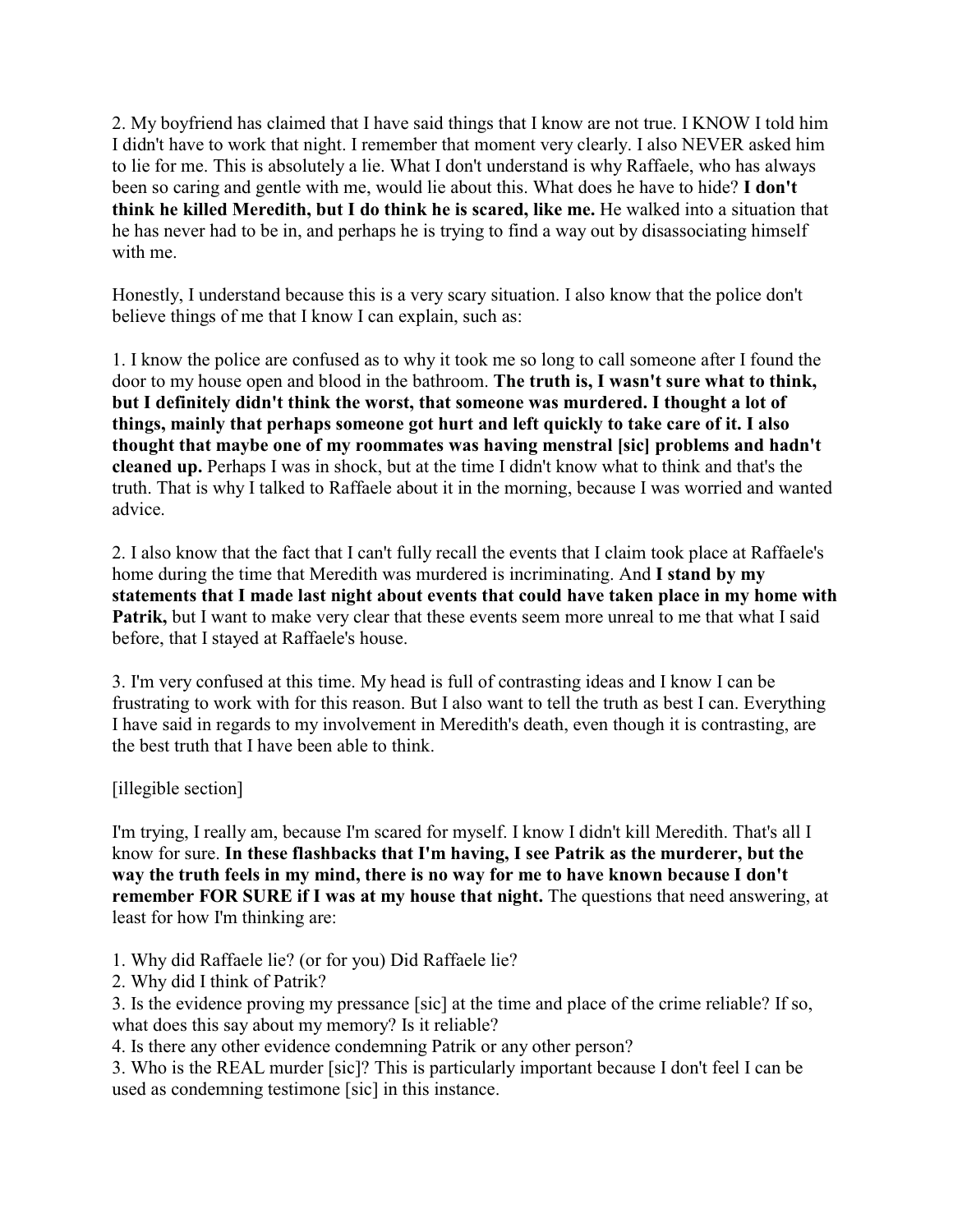2. My boyfriend has claimed that I have said things that I know are not true. I KNOW I told him I didn't have to work that night. I remember that moment very clearly. I also NEVER asked him to lie for me. This is absolutely a lie. What I don't understand is why Raffaele, who has always been so caring and gentle with me, would lie about this. What does he have to hide? **I don't think he killed Meredith, but I do think he is scared, like me.** He walked into a situation that he has never had to be in, and perhaps he is trying to find a way out by disassociating himself with me.

Honestly, I understand because this is a very scary situation. I also know that the police don't believe things of me that I know I can explain, such as:

1. I know the police are confused as to why it took me so long to call someone after I found the door to my house open and blood in the bathroom. **The truth is, I wasn't sure what to think, but I definitely didn't think the worst, that someone was murdered. I thought a lot of things, mainly that perhaps someone got hurt and left quickly to take care of it. I also thought that maybe one of my roommates was having menstral [sic] problems and hadn't cleaned up.** Perhaps I was in shock, but at the time I didn't know what to think and that's the truth. That is why I talked to Raffaele about it in the morning, because I was worried and wanted advice.

2. I also know that the fact that I can't fully recall the events that I claim took place at Raffaele's home during the time that Meredith was murdered is incriminating. And **I stand by my statements that I made last night about events that could have taken place in my home with Patrik,** but I want to make very clear that these events seem more unreal to me that what I said before, that I stayed at Raffaele's house.

3. I'm very confused at this time. My head is full of contrasting ideas and I know I can be frustrating to work with for this reason. But I also want to tell the truth as best I can. Everything I have said in regards to my involvement in Meredith's death, even though it is contrasting, are the best truth that I have been able to think.

[illegible section]

I'm trying, I really am, because I'm scared for myself. I know I didn't kill Meredith. That's all I know for sure. **In these flashbacks that I'm having, I see Patrik as the murderer, but the way the truth feels in my mind, there is no way for me to have known because I don't remember FOR SURE if I was at my house that night.** The questions that need answering, at least for how I'm thinking are:

1. Why did Raffaele lie? (or for you) Did Raffaele lie?
2. Why did I think of Patrik?
3. Is the evidence proving my pressance [sic] at the time and place of the crime reliable? If so, what does this say about my memory? Is it reliable?
4. Is there any other evidence condemning Patrik or any other person?
3. Who is the REAL murder [sic]? This is particularly important because I don't feel I can be used as condemning testimone [sic] in this instance.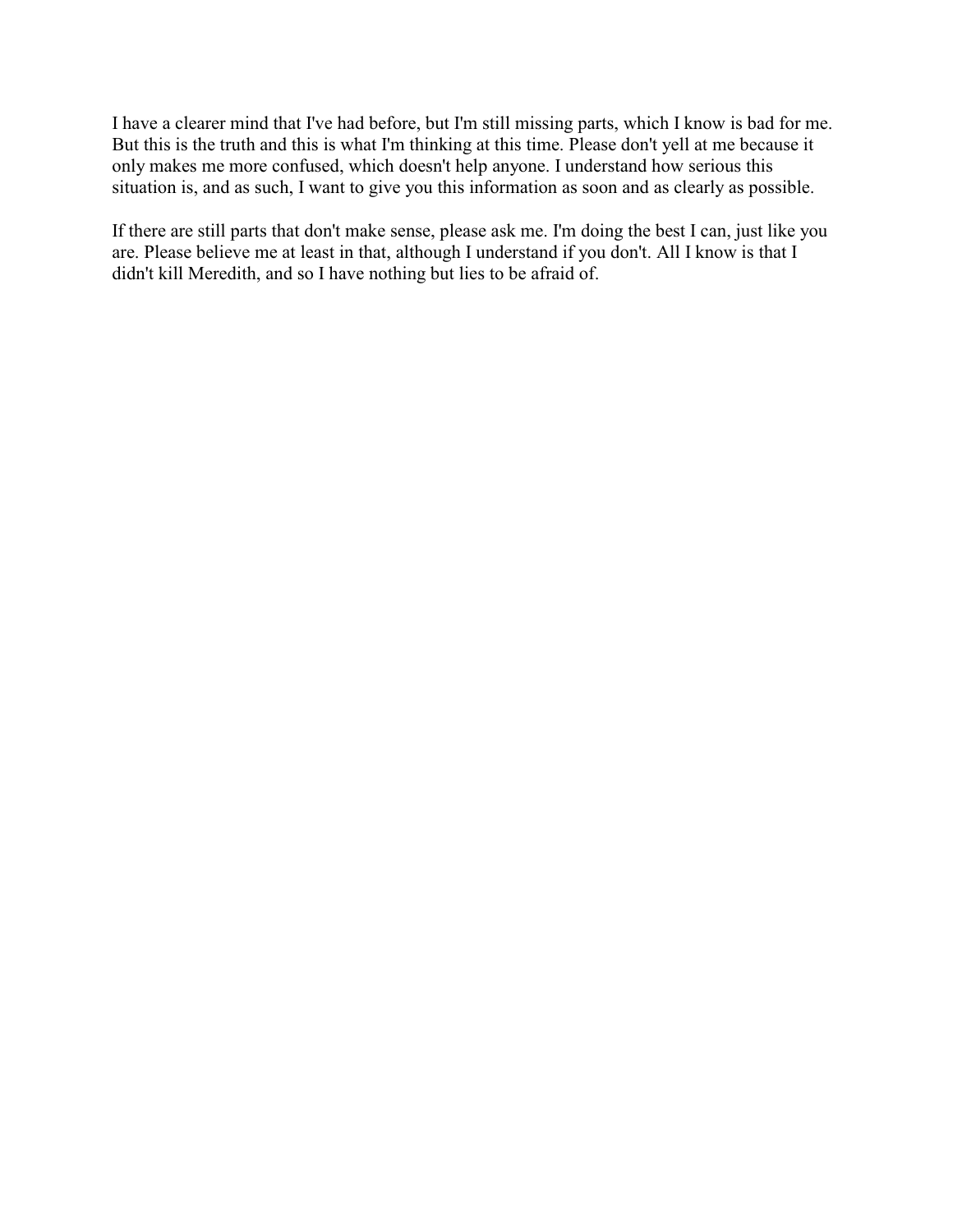I have a clearer mind that I've had before, but I'm still missing parts, which I know is bad for me. But this is the truth and this is what I'm thinking at this time. Please don't yell at me because it only makes me more confused, which doesn't help anyone. I understand how serious this situation is, and as such, I want to give you this information as soon and as clearly as possible.

If there are still parts that don't make sense, please ask me. I'm doing the best I can, just like you are. Please believe me at least in that, although I understand if you don't. All I know is that I didn't kill Meredith, and so I have nothing but lies to be afraid of.